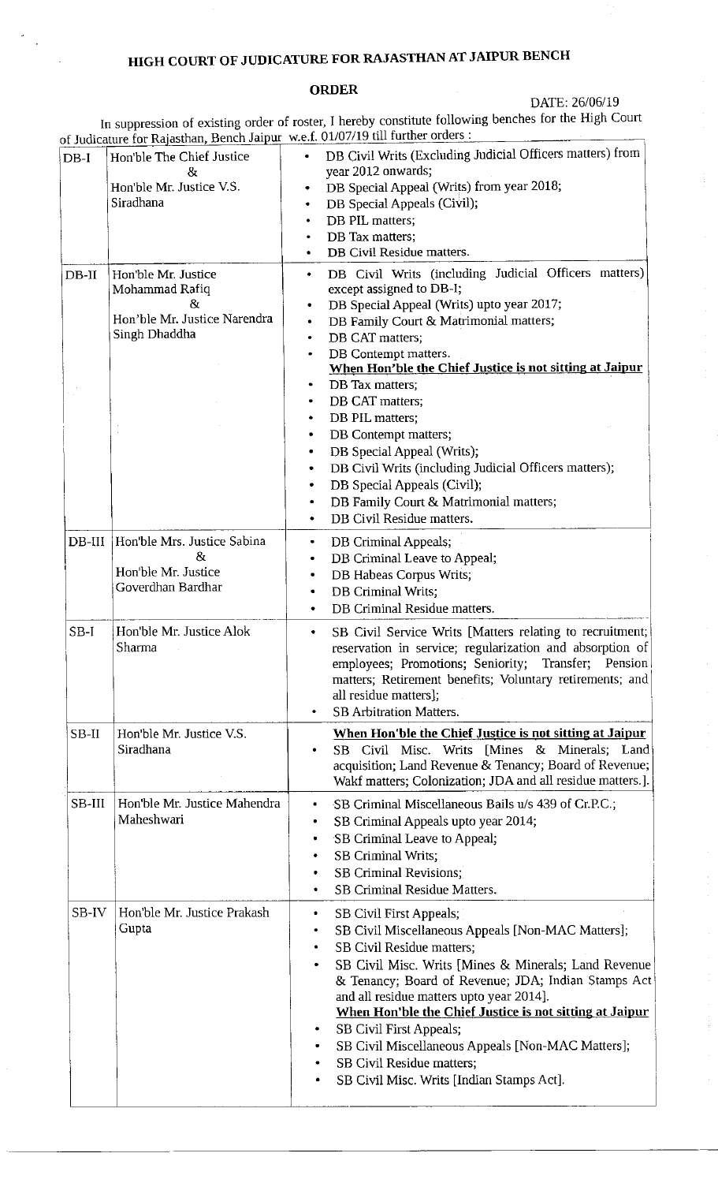# HIGH COURT OF JUDICATURE FOR RAJASTHAN AT JAIPUR BENCH

## ORDER

DATE: 26/06/19

In suppression of existing order of roster, I hereby constitute following benches for the High Court of Judicature for Rajasthan, Bench Jaipur w.e.f. 01/07/19 till further orders :

| | | |
|---|---|---|
| DB-I | Hon'ble The Chief Justice & Hon'ble Mr. Justice V.S. Siradhana | • DB Civil Writs (Excluding Judicial Officers matters) from year 2012 onwards;<br>• DB Special Appeal (Writs) from year 2018;<br>• DB Special Appeals (Civil);<br>• DB PIL matters;<br>• DB Tax matters;<br>• DB Civil Residue matters. |
| DB-II | Hon'ble Mr. Justice Mohammad Rafiq & Hon'ble Mr. Justice Narendra Singh Dhaddha | • DB Civil Writs (including Judicial Officers matters) except assigned to DB-I;<br>• DB Special Appeal (Writs) upto year 2017;<br>• DB Family Court & Matrimonial matters;<br>• DB CAT matters;<br>• DB Contempt matters.<br>**When Hon'ble the Chief Justice is not sitting at Jaipur**<br>• DB Tax matters;<br>• DB CAT matters;<br>• DB PIL matters;<br>• DB Contempt matters;<br>• DB Special Appeal (Writs);<br>• DB Civil Writs (including Judicial Officers matters);<br>• DB Special Appeals (Civil);<br>• DB Family Court & Matrimonial matters;<br>• DB Civil Residue matters. |
| DB-III | Hon'ble Mrs. Justice Sabina & Hon'ble Mr. Justice Goverdhan Bardhar | • DB Criminal Appeals;<br>• DB Criminal Leave to Appeal;<br>• DB Habeas Corpus Writs;<br>• DB Criminal Writs;<br>• DB Criminal Residue matters. |
| SB-I | Hon'ble Mr. Justice Alok Sharma | • SB Civil Service Writs [Matters relating to recruitment; reservation in service; regularization and absorption of employees; Promotions; Seniority; Transfer; Pension matters; Retirement benefits; Voluntary retirements; and all residue matters];<br>• SB Arbitration Matters. |
| SB-II | Hon'ble Mr. Justice V.S. Siradhana | **When Hon'ble the Chief Justice is not sitting at Jaipur**<br>• SB Civil Misc. Writs [Mines & Minerals; Land acquisition; Land Revenue & Tenancy; Board of Revenue; Wakf matters; Colonization; JDA and all residue matters.]. |
| SB-III | Hon'ble Mr. Justice Mahendra Maheshwari | • SB Criminal Miscellaneous Bails u/s 439 of Cr.P.C.;<br>• SB Criminal Appeals upto year 2014;<br>• SB Criminal Leave to Appeal;<br>• SB Criminal Writs;<br>• SB Criminal Revisions;<br>• SB Criminal Residue Matters. |
| SB-IV | Hon'ble Mr. Justice Prakash Gupta | • SB Civil First Appeals;<br>• SB Civil Miscellaneous Appeals [Non-MAC Matters];<br>• SB Civil Residue matters;<br>• SB Civil Misc. Writs [Mines & Minerals; Land Revenue & Tenancy; Board of Revenue; JDA; Indian Stamps Act and all residue matters upto year 2014].<br>**When Hon'ble the Chief Justice is not sitting at Jaipur**<br>• SB Civil First Appeals;<br>• SB Civil Miscellaneous Appeals [Non-MAC Matters];<br>• SB Civil Residue matters;<br>• SB Civil Misc. Writs [Indian Stamps Act]. |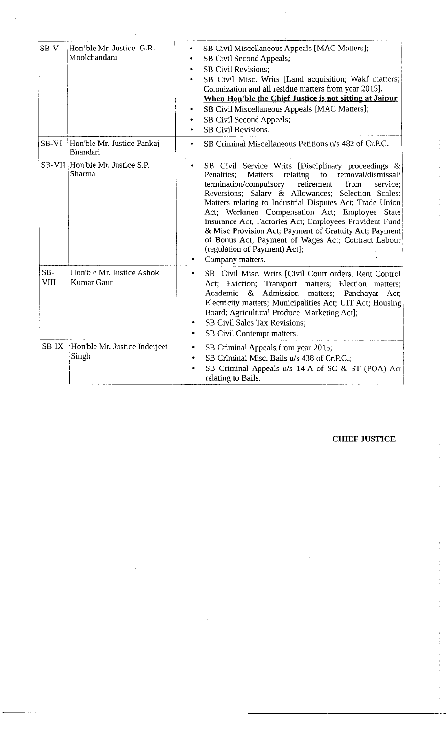| | | |
|---|---|---|
| SB-V | Hon'ble Mr. Justice G.R. Moolchandani | • SB Civil Miscellaneous Appeals [MAC Matters];<br>• SB Civil Second Appeals;<br>• SB Civil Revisions;<br>• SB Civil Misc. Writs [Land acquisition; Wakf matters; Colonization and all residue matters from year 2015].<br>**<u>When Hon'ble the Chief Justice is not sitting at Jaipur</u>**<br>• SB Civil Miscellaneous Appeals [MAC Matters];<br>• SB Civil Second Appeals;<br>• SB Civil Revisions. |
| SB-VI | Hon'ble Mr. Justice Pankaj Bhandari | • SB Criminal Miscellaneous Petitions u/s 482 of Cr.P.C. |
| SB-VII | Hon'ble Mr. Justice S.P. Sharma | • SB Civil Service Writs [Disciplinary proceedings & Penalties; Matters relating to removal/dismissal/ termination/compulsory retirement from service; Reversions; Salary & Allowances; Selection Scales; Matters relating to Industrial Disputes Act; Trade Union Act; Workmen Compensation Act; Employee State Insurance Act, Factories Act; Employees Provident Fund & Misc Provision Act; Payment of Gratuity Act; Payment of Bonus Act; Payment of Wages Act; Contract Labour (regulation of Payment) Act];<br>• Company matters. |
| SB-VIII | Hon'ble Mr. Justice Ashok Kumar Gaur | • SB Civil Misc. Writs [Civil Court orders, Rent Control Act; Eviction; Transport matters; Election matters; Academic & Admission matters; Panchayat Act; Electricity matters; Municipalities Act; UIT Act; Housing Board; Agricultural Produce Marketing Act];<br>• SB Civil Sales Tax Revisions;<br>• SB Civil Contempt matters. |
| SB-IX | Hon'ble Mr. Justice Inderjeet Singh | • SB Criminal Appeals from year 2015;<br>• SB Criminal Misc. Bails u/s 438 of Cr.P.C.;<br>• SB Criminal Appeals u/s 14-A of SC & ST (POA) Act relating to Bails. |

**CHIEF JUSTICE**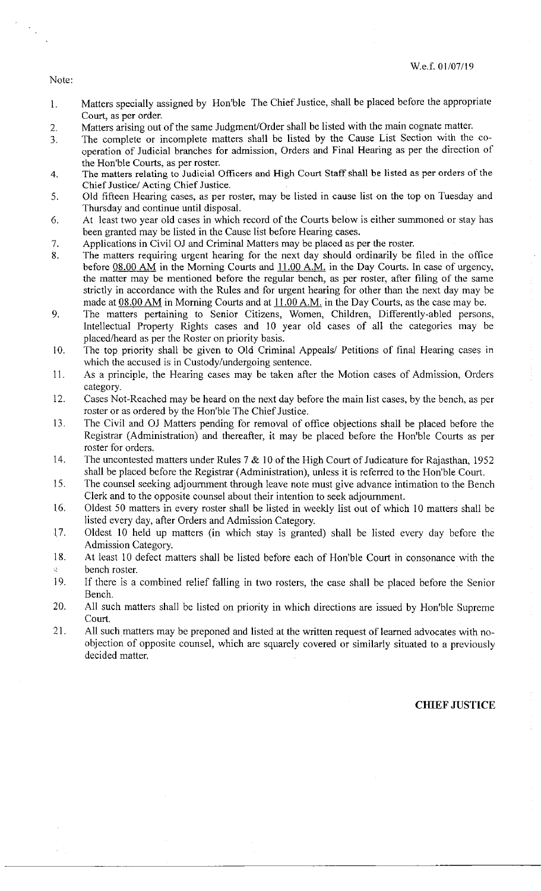W.e.f. 01/07/19

Note:

1. Matters specially assigned by Hon'ble The Chief Justice, shall be placed before the appropriate Court, as per order.
2. Matters arising out of the same Judgment/Order shall be listed with the main cognate matter.
3. The complete or incomplete matters shall be listed by the Cause List Section with the co-operation of Judicial branches for admission, Orders and Final Hearing as per the direction of the Hon'ble Courts, as per roster.
4. The matters relating to Judicial Officers and High Court Staff shall be listed as per orders of the Chief Justice/ Acting Chief Justice.
5. Old fifteen Hearing cases, as per roster, may be listed in cause list on the top on Tuesday and Thursday and continue until disposal.
6. At least two year old cases in which record of the Courts below is either summoned or stay has been granted may be listed in the Cause list before Hearing cases.
7. Applications in Civil OJ and Criminal Matters may be placed as per the roster.
8. The matters requiring urgent hearing for the next day should ordinarily be filed in the office before <u>08.00 AM</u> in the Morning Courts and <u>11.00 A.M.</u> in the Day Courts. In case of urgency, the matter may be mentioned before the regular bench, as per roster, after filing of the same strictly in accordance with the Rules and for urgent hearing for other than the next day may be made at <u>08.00 AM</u> in Morning Courts and at <u>11.00 A.M.</u> in the Day Courts, as the case may be.
9. The matters pertaining to Senior Citizens, Women, Children, Differently-abled persons, Intellectual Property Rights cases and 10 year old cases of all the categories may be placed/heard as per the Roster on priority basis.
10. The top priority shall be given to Old Criminal Appeals/ Petitions of final Hearing cases in which the accused is in Custody/undergoing sentence.
11. As a principle, the Hearing cases may be taken after the Motion cases of Admission, Orders category.
12. Cases Not-Reached may be heard on the next day before the main list cases, by the bench, as per roster or as ordered by the Hon'ble The Chief Justice.
13. The Civil and OJ Matters pending for removal of office objections shall be placed before the Registrar (Administration) and thereafter, it may be placed before the Hon'ble Courts as per roster for orders.
14. The uncontested matters under Rules 7 & 10 of the High Court of Judicature for Rajasthan, 1952 shall be placed before the Registrar (Administration), unless it is referred to the Hon'ble Court.
15. The counsel seeking adjournment through leave note must give advance intimation to the Bench Clerk and to the opposite counsel about their intention to seek adjournment.
16. Oldest 50 matters in every roster shall be listed in weekly list out of which 10 matters shall be listed every day, after Orders and Admission Category.
17. Oldest 10 held up matters (in which stay is granted) shall be listed every day before the Admission Category.
18. At least 10 defect matters shall be listed before each of Hon'ble Court in consonance with the bench roster.
19. If there is a combined relief falling in two rosters, the case shall be placed before the Senior Bench.
20. All such matters shall be listed on priority in which directions are issued by Hon'ble Supreme Court.
21. All such matters may be preponed and listed at the written request of learned advocates with no-objection of opposite counsel, which are squarely covered or similarly situated to a previously decided matter.

**CHIEF JUSTICE**